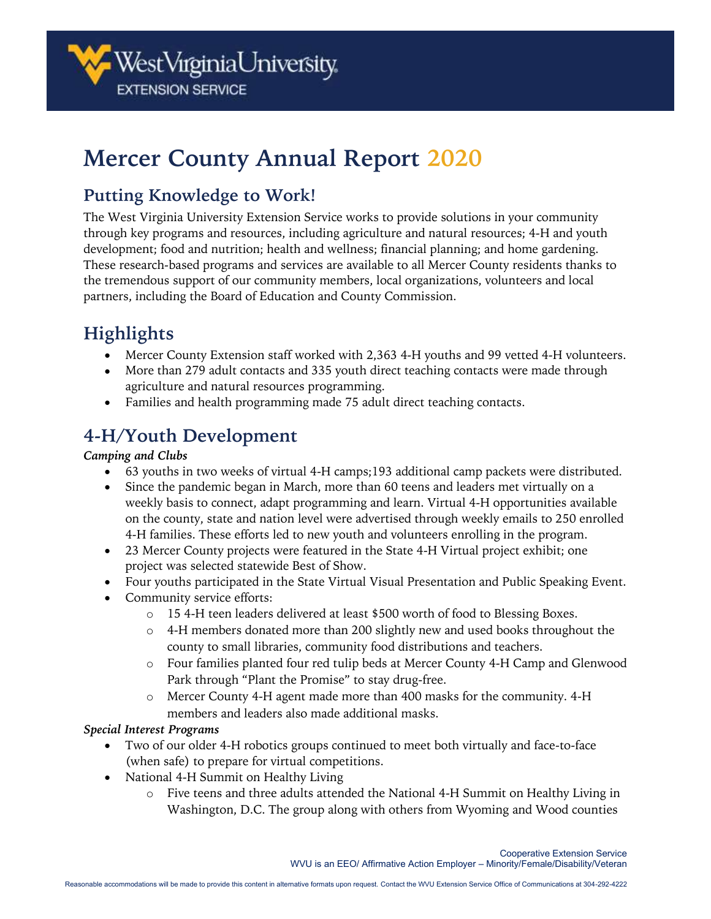# Mercer County Annual Report 2020

## Putting Knowledge to Work!

The West Virginia University Extension Service works to provide solutions in your community through key programs and resources, including agriculture and natural resources; 4-H and youth development; food and nutrition; health and wellness; financial planning; and home gardening. These research-based programs and services are available to all Mercer County residents thanks to the tremendous support of our community members, local organizations, volunteers and local partners, including the Board of Education and County Commission.

## Highlights

- Mercer County Extension staff worked with 2,363 4-H youths and 99 vetted 4-H volunteers.
- More than 279 adult contacts and 335 youth direct teaching contacts were made through agriculture and natural resources programming.
- Families and health programming made 75 adult direct teaching contacts.

## 4-H/Youth Development

***Camping and Clubs***

- 63 youths in two weeks of virtual 4-H camps;193 additional camp packets were distributed.
- Since the pandemic began in March, more than 60 teens and leaders met virtually on a weekly basis to connect, adapt programming and learn. Virtual 4-H opportunities available on the county, state and nation level were advertised through weekly emails to 250 enrolled 4-H families. These efforts led to new youth and volunteers enrolling in the program.
- 23 Mercer County projects were featured in the State 4-H Virtual project exhibit; one project was selected statewide Best of Show.
- Four youths participated in the State Virtual Visual Presentation and Public Speaking Event.
- Community service efforts:
  - 15 4-H teen leaders delivered at least $500 worth of food to Blessing Boxes.
  - 4-H members donated more than 200 slightly new and used books throughout the county to small libraries, community food distributions and teachers.
  - Four families planted four red tulip beds at Mercer County 4-H Camp and Glenwood Park through "Plant the Promise" to stay drug-free.
  - Mercer County 4-H agent made more than 400 masks for the community. 4-H members and leaders also made additional masks.

***Special Interest Programs***

- Two of our older 4-H robotics groups continued to meet both virtually and face-to-face (when safe) to prepare for virtual competitions.
- National 4-H Summit on Healthy Living
  - Five teens and three adults attended the National 4-H Summit on Healthy Living in Washington, D.C. The group along with others from Wyoming and Wood counties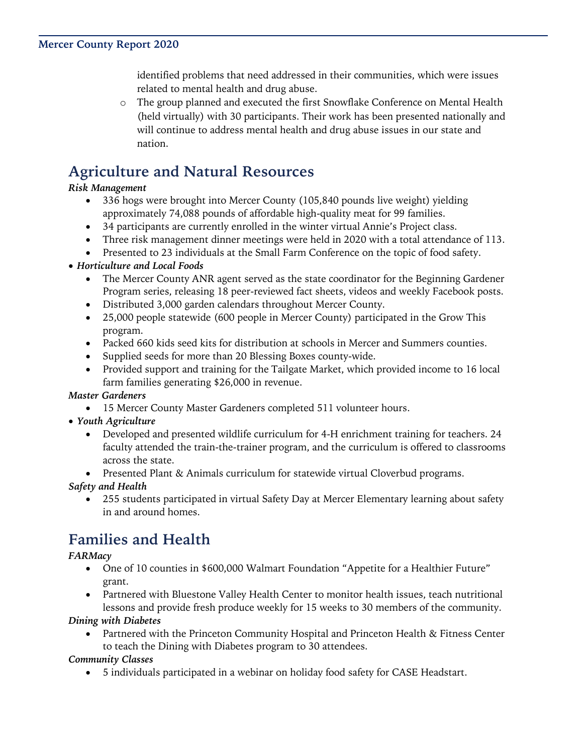identified problems that need addressed in their communities, which were issues related to mental health and drug abuse.

  - The group planned and executed the first Snowflake Conference on Mental Health (held virtually) with 30 participants. Their work has been presented nationally and will continue to address mental health and drug abuse issues in our state and nation.

## Agriculture and Natural Resources

***Risk Management***

- 336 hogs were brought into Mercer County (105,840 pounds live weight) yielding approximately 74,088 pounds of affordable high-quality meat for 99 families.
- 34 participants are currently enrolled in the winter virtual Annie's Project class.
- Three risk management dinner meetings were held in 2020 with a total attendance of 113.
- Presented to 23 individuals at the Small Farm Conference on the topic of food safety.

***Horticulture and Local Foods***

- The Mercer County ANR agent served as the state coordinator for the Beginning Gardener Program series, releasing 18 peer-reviewed fact sheets, videos and weekly Facebook posts.
- Distributed 3,000 garden calendars throughout Mercer County.
- 25,000 people statewide (600 people in Mercer County) participated in the Grow This program.
- Packed 660 kids seed kits for distribution at schools in Mercer and Summers counties.
- Supplied seeds for more than 20 Blessing Boxes county-wide.
- Provided support and training for the Tailgate Market, which provided income to 16 local farm families generating $26,000 in revenue.

***Master Gardeners***

- 15 Mercer County Master Gardeners completed 511 volunteer hours.

***Youth Agriculture***

- Developed and presented wildlife curriculum for 4-H enrichment training for teachers. 24 faculty attended the train-the-trainer program, and the curriculum is offered to classrooms across the state.
- Presented Plant & Animals curriculum for statewide virtual Cloverbud programs.

***Safety and Health***

- 255 students participated in virtual Safety Day at Mercer Elementary learning about safety in and around homes.

## Families and Health

***FARMacy***

- One of 10 counties in $600,000 Walmart Foundation "Appetite for a Healthier Future" grant.
- Partnered with Bluestone Valley Health Center to monitor health issues, teach nutritional lessons and provide fresh produce weekly for 15 weeks to 30 members of the community.

***Dining with Diabetes***

- Partnered with the Princeton Community Hospital and Princeton Health & Fitness Center to teach the Dining with Diabetes program to 30 attendees.

***Community Classes***

- 5 individuals participated in a webinar on holiday food safety for CASE Headstart.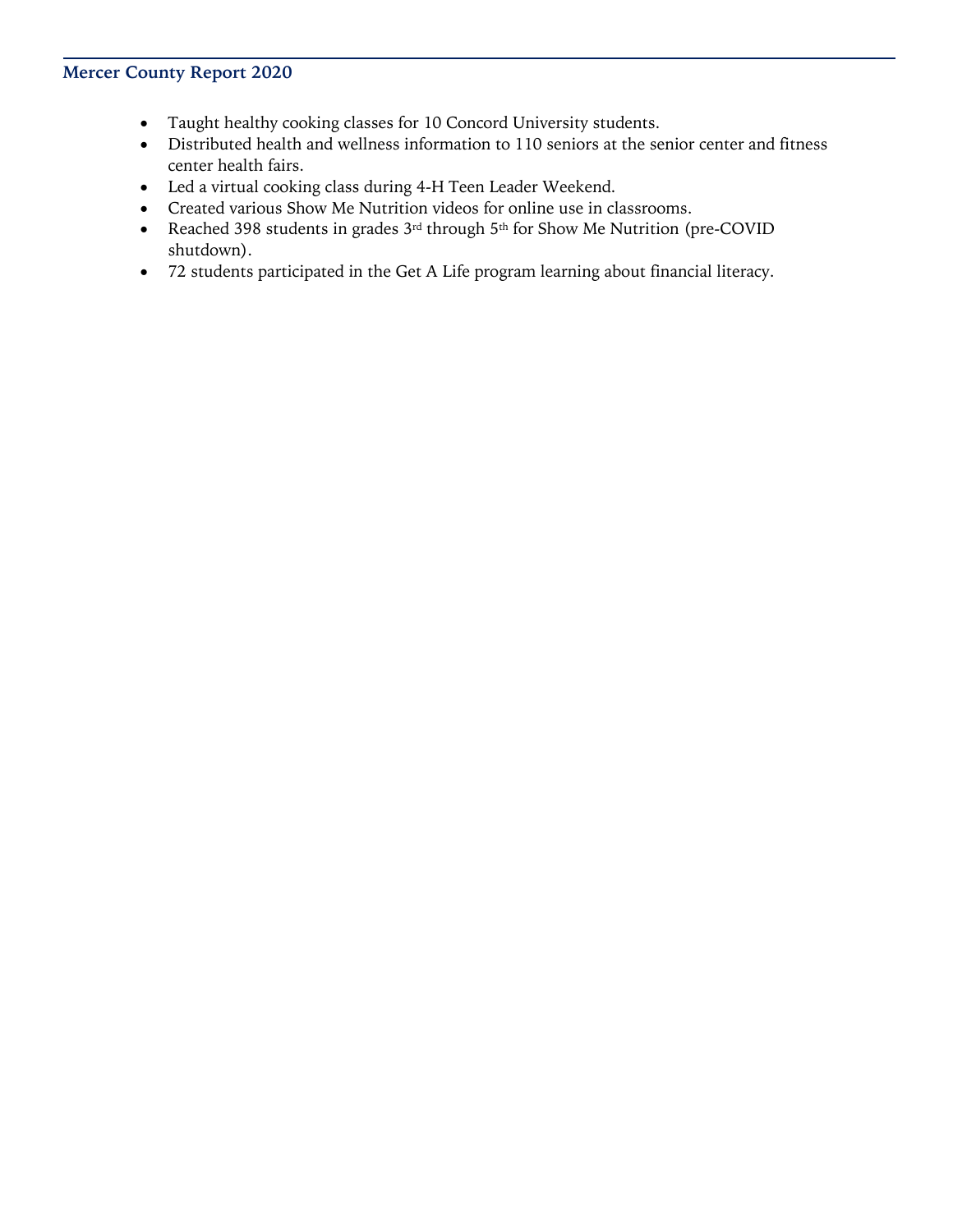- Taught healthy cooking classes for 10 Concord University students.
- Distributed health and wellness information to 110 seniors at the senior center and fitness center health fairs.
- Led a virtual cooking class during 4-H Teen Leader Weekend.
- Created various Show Me Nutrition videos for online use in classrooms.
- Reached 398 students in grades 3rd through 5th for Show Me Nutrition (pre-COVID shutdown).
- 72 students participated in the Get A Life program learning about financial literacy.